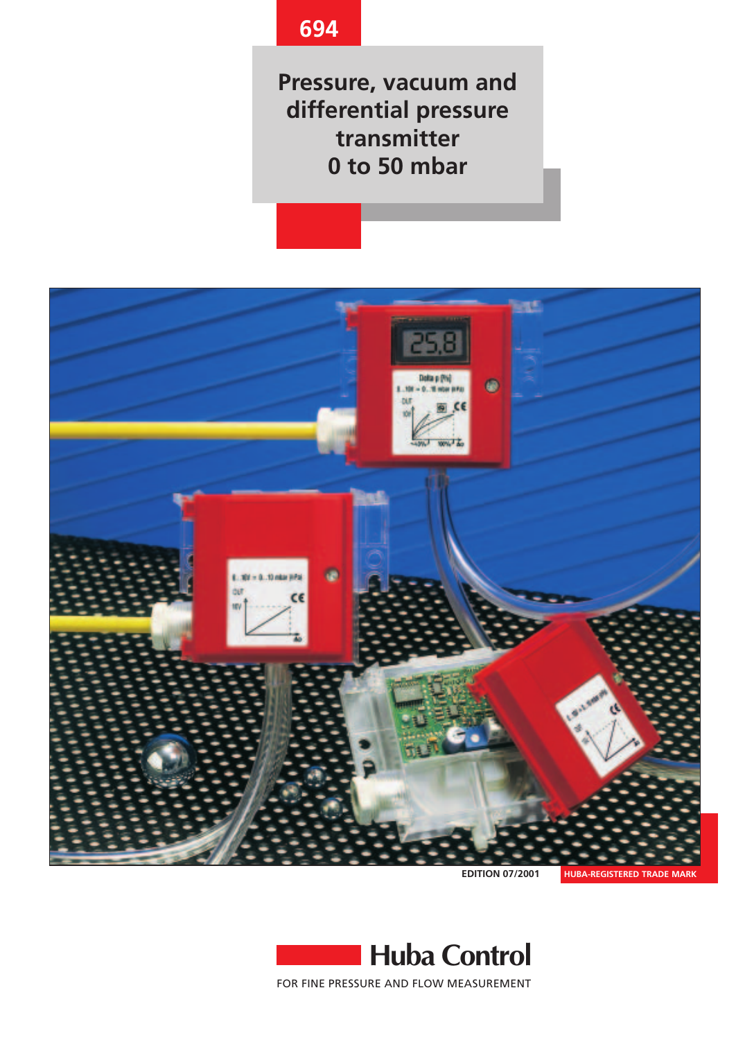694

# Pressure, vacuum and differential pressure transmitter 0 to 50 mbar

EDITION 07/2001

HUBA-REGISTERED TRADE MARK

**Huba Control**

FOR FINE PRESSURE AND FLOW MEASUREMENT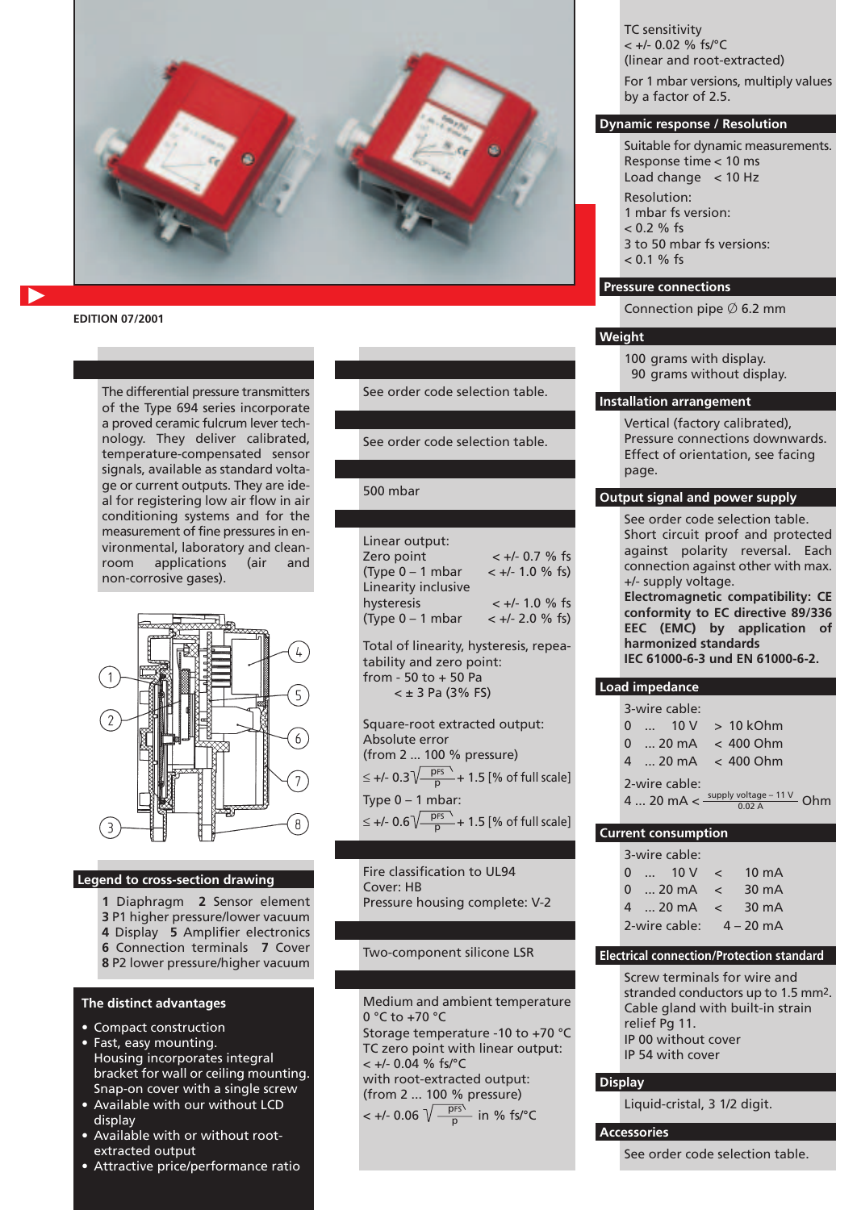EDITION 07/2001

The differential pressure transmitters of the Type 694 series incorporate a proved ceramic fulcrum lever technology. They deliver calibrated, temperature-compensated sensor signals, available as standard voltage or current outputs. They are ideal for registering low air flow in air conditioning systems and for the measurement of fine pressures in environmental, laboratory and clean-room applications (air and non-corrosive gases).

## Legend to cross-section drawing

**1** Diaphragm **2** Sensor element
**3** P1 higher pressure/lower vacuum
**4** Display **5** Amplifier electronics
**6** Connection terminals **7** Cover
**8** P2 lower pressure/higher vacuum

## The distinct advantages

- Compact construction
- Fast, easy mounting. Housing incorporates integral bracket for wall or ceiling mounting. Snap-on cover with a single screw
- Available with our without LCD display
- Available with or without root-extracted output
- Attractive price/performance ratio

See order code selection table.

See order code selection table.

500 mbar

Linear output:

| | |
|---|---|
| Zero point | < +/- 0.7 % fs |
| (Type 0 – 1 mbar | < +/- 1.0 % fs) |
| Linearity inclusive hysteresis | < +/- 1.0 % fs |
| (Type 0 – 1 mbar | < +/- 2.0 % fs) |

Total of linearity, hysteresis, repeatability and zero point:
from - 50 to + 50 Pa
< ± 3 Pa (3% FS)

Square-root extracted output:
Absolute error
(from 2 ... 100 % pressure)

$\leq$ +/- 0.3$\sqrt{\frac{p_{FS}}{p}}$ + 1.5 [% of full scale]

Type 0 – 1 mbar:

$\leq$ +/- 0.6$\sqrt{\frac{p_{FS}}{p}}$ + 1.5 [% of full scale]

Fire classification to UL94
Cover: HB
Pressure housing complete: V-2

Two-component silicone LSR

Medium and ambient temperature
0 °C to +70 °C
Storage temperature -10 to +70 °C
TC zero point with linear output:
< +/- 0.04 % fs/°C
with root-extracted output:
(from 2 ... 100 % pressure)

< +/- 0.06 $\sqrt{\frac{p_{FS}}{p}}$ in % fs/°C

TC sensitivity
< +/- 0.02 % fs/°C
(linear and root-extracted)

For 1 mbar versions, multiply values by a factor of 2.5.

## Dynamic response / Resolution

Suitable for dynamic measurements.
Response time < 10 ms
Load change < 10 Hz

Resolution:
1 mbar fs version:
< 0.2 % fs
3 to 50 mbar fs versions:
< 0.1 % fs

## Pressure connections

Connection pipe ∅ 6.2 mm

## Weight

100 grams with display.
90 grams without display.

## Installation arrangement

Vertical (factory calibrated), Pressure connections downwards. Effect of orientation, see facing page.

## Output signal and power supply

See order code selection table. Short circuit proof and protected against polarity reversal. Each connection against other with max. +/- supply voltage.
**Electromagnetic compatibility: CE conformity to EC directive 89/336 EEC (EMC) by application of harmonized standards IEC 61000-6-3 und EN 61000-6-2.**

## Load impedance

3-wire cable:

| | |
|---|---|
| 0 ... 10 V | > 10 kOhm |
| 0 ... 20 mA | < 400 Ohm |
| 4 ... 20 mA | < 400 Ohm |

2-wire cable:
4 ... 20 mA < $\frac{\text{supply voltage} - 11\text{ V}}{0.02\text{ A}}$ Ohm

## Current consumption

3-wire cable:

| | |
|---|---|
| 0 ... 10 V | < 10 mA |
| 0 ... 20 mA | < 30 mA |
| 4 ... 20 mA | < 30 mA |
| 2-wire cable: | 4 – 20 mA |

## Electrical connection/Protection standard

Screw terminals for wire and stranded conductors up to 1.5 mm$^2$.
Cable gland with built-in strain relief Pg 11.
IP 00 without cover
IP 54 with cover

## Display

Liquid-cristal, 3 1/2 digit.

## Accessories

See order code selection table.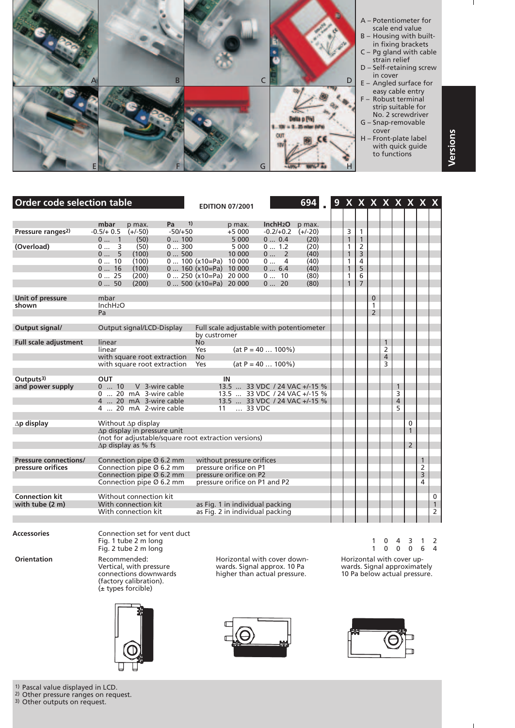A – Potentiometer for scale end value
B – Housing with built-in fixing brackets
C – Pg gland with cable strain relief
D – Self-retaining screw in cover
E – Angled surface for easy cable entry
F – Robust terminal strip suitable for No. 2 screwdriver
G – Snap-removable cover
H – Front-plate label with quick guide to functions

**Versions**

## Order code selection table

EDITION 07/2001

**694 . 9 X X X X X X X X**

| | | | 9 | X | X | X | X | X | X | X | X |
|---|---|---|---|---|---|---|---|---|---|---|---|
| | mbar / p max. / Pa[1] | p max. / InchH₂O / p max. | | | | | | | | | |
| **Pressure ranges[2]** | -0.5/+ 0.5 (+/-50) -50/+50 | +5 000 -0.2/+0.2 (+/-20) | 3 | 1 | | | | | | | |
| | 0 … 1 (50) 0 … 100 | 5 000 0 … 0.4 (20) | 1 | 1 | | | | | | | |
| **(Overload)** | 0 … 3 (50) 0 … 300 | 5 000 0 … 1.2 (20) | 1 | 2 | | | | | | | |
| | 0 … 5 (100) 0 … 500 | 10 000 0 … 2 (40) | 1 | 3 | | | | | | | |
| | 0 … 10 (100) 0 … 100 (x10=Pa) | 10 000 0 … 4 (40) | 1 | 4 | | | | | | | |
| | 0 … 16 (100) 0 … 160 (x10=Pa) | 10 000 0 … 6.4 (40) | 1 | 5 | | | | | | | |
| | 0 … 25 (200) 0 … 250 (x10=Pa) | 20 000 0 … 10 (80) | 1 | 6 | | | | | | | |
| | 0 … 50 (200) 0 … 500 (x10=Pa) | 20 000 0 … 20 (80) | 1 | 7 | | | | | | | |
| **Unit of pressure** | mbar | | | | 0 | | | | | | |
| **shown** | InchH₂O | | | | 1 | | | | | | |
| | Pa | | | | 2 | | | | | | |
| **Output signal/** | Output signal/LCD-Display | Full scale adjustable with potentiometer by custromer | | | | | | | | | |
| **Full scale adjustment** | linear | No | | | | 1 | | | | | |
| | linear | Yes (at P = 40 … 100%) | | | | 2 | | | | | |
| | with square root extraction | No | | | | 4 | | | | | |
| | with square root extraction | Yes (at P = 40 … 100%) | | | | 3 | | | | | |
| **Outputs[3]** | OUT | IN | | | | | | | | | |
| **and power supply** | 0 … 10 V 3-wire cable | 13.5 … 33 VDC / 24 VAC +/-15 % | | | | | 1 | | | | |
| | 0 … 20 mA 3-wire cable | 13.5 … 33 VDC / 24 VAC +/-15 % | | | | | 3 | | | | |
| | 4 … 20 mA 3-wire cable | 13.5 … 33 VDC / 24 VAC +/-15 % | | | | | 4 | | | | |
| | 4 … 20 mA 2-wire cable | 11 … 33 VDC | | | | | 5 | | | | |
| **Δp display** | Without Δp display | | | | | | | 0 | | | |
| | Δp display in pressure unit (not for adjustable/square root extraction versions) | | | | | | | 1 | | | |
| | Δp display as % fs | | | | | | | 2 | | | |
| **Pressure connections/** | Connection pipe Ø 6.2 mm | without pressure orifices | | | | | | | 1 | | |
| **pressure orifices** | Connection pipe Ø 6.2 mm | pressure orifice on P1 | | | | | | | 2 | | |
| | Connection pipe Ø 6.2 mm | pressure orifice on P2 | | | | | | | 3 | | |
| | Connection pipe Ø 6.2 mm | pressure orifice on P1 and P2 | | | | | | | 4 | | |
| **Connection kit** | Without connection kit | | | | | | | | | 0 | |
| **with tube (2 m)** | With connection kit | as Fig. 1 in individual packing | | | | | | | | 1 | |
| | With connection kit | as Fig. 2 in individual packing | | | | | | | | 2 | |

**Accessories**

Connection set for vent duct
- Fig. 1 tube 2 m long — 1 0 4 3 1 2
- Fig. 2 tube 2 m long — 1 0 0 0 6 4

**Orientation**

Recommended: Vertical, with pressure connections downwards (factory calibration). (± types forcible)

Horizontal with cover downwards. Signal approx. 10 Pa higher than actual pressure.

Horizontal with cover upwards. Signal approximately 10 Pa below actual pressure.

[1] Pascal value displayed in LCD.
[2] Other pressure ranges on request.
[3] Other outputs on request.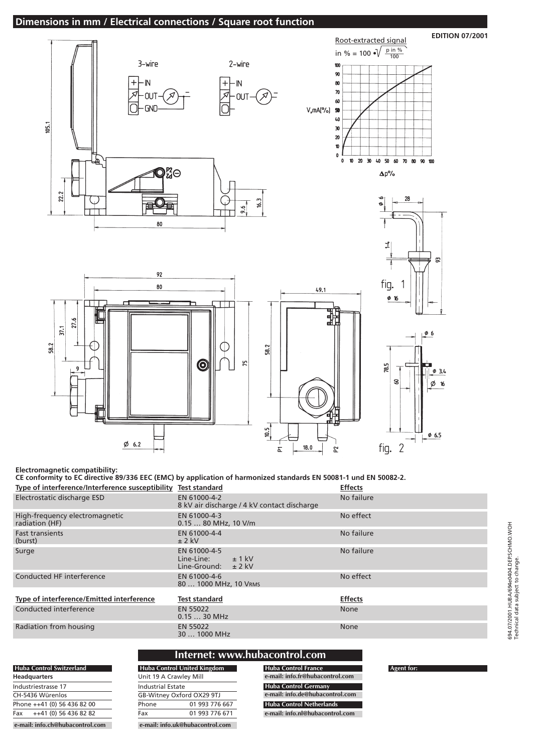## Dimensions in mm / Electrical connections / Square root function

**EDITION 07/2001**

3-wire

+ IN

OUT

GND

2-wire

+ IN

OUT

Root-extracted signal

in % = $100 \cdot \sqrt{\frac{p \text{ in } \%}{100}}$

V, mA[%]

100 90 80 70 60 50 40 30 20 10 0

0 10 20 30 40 50 60 70 80 90 100

Δp%

105.1

22.2

9.6

16.3

80

ϕ 6

28

14

93

fig. 1

ϕ 16

92

80

58.2

37.1

27.6

9

75

ϕ 6.2

49.1

58.2

10.5

P1

18.0

P2

ϕ 6

78.5

60

ϕ 3.4

ϕ 16

ϕ 6.5

fig. 2

**Electromagnetic compatibility:**
**CE conformity to EC directive 89/336 EEC (EMC) by application of harmonized standards EN 50081-1 und EN 50082-2.**

| Type of interference/Interference susceptibility | Test standard | Effects |
|---|---|---|
| Electrostatic discharge ESD | EN 61000-4-2<br>8 kV air discharge / 4 kV contact discharge | No failure |
| High-frequency electromagnetic radiation (HF) | EN 61000-4-3<br>0.15 … 80 MHz, 10 V/m | No effect |
| Fast transients (burst) | EN 61000-4-4<br>± 2 kV | No failure |
| Surge | EN 61000-4-5<br>Line-Line: ± 1 kV<br>Line-Ground: ± 2 kV | No failure |
| Conducted HF interference | EN 61000-4-6<br>80 … 1000 MHz, 10 VRMS | No effect |

| Type of interference/Emitted interference | Test standard | Effects |
|---|---|---|
| Conducted interference | EN 55022<br>0.15 … 30 MHz | None |
| Radiation from housing | EN 55022<br>30 … 1000 MHz | None |

**Internet: www.hubacontrol.com**

**Huba Control Switzerland**
**Headquarters**
Industriestrasse 17
CH-5436 Würenlos
Phone ++41 (0) 56 436 82 00
Fax ++41 (0) 56 436 82 82
e-mail: info.ch@hubacontrol.com

**Huba Control United Kingdom**
Unit 19 A Crawley Mill
Industrial Estate
GB-Witney Oxford OX29 9TJ
Phone 01 993 776 667
Fax 01 993 776 671
e-mail: info.uk@hubacontrol.com

**Huba Control France**
e-mail: info.fr@hubacontrol.com

**Huba Control Germany**
e-mail: info.de@hubacontrol.com

**Huba Control Netherlands**
e-mail: info.nl@hubacontrol.com

**Agent for:**

694.07/2001.HUBA/694e0404.DEPSCHMO.WOH
Technical data subject to change.